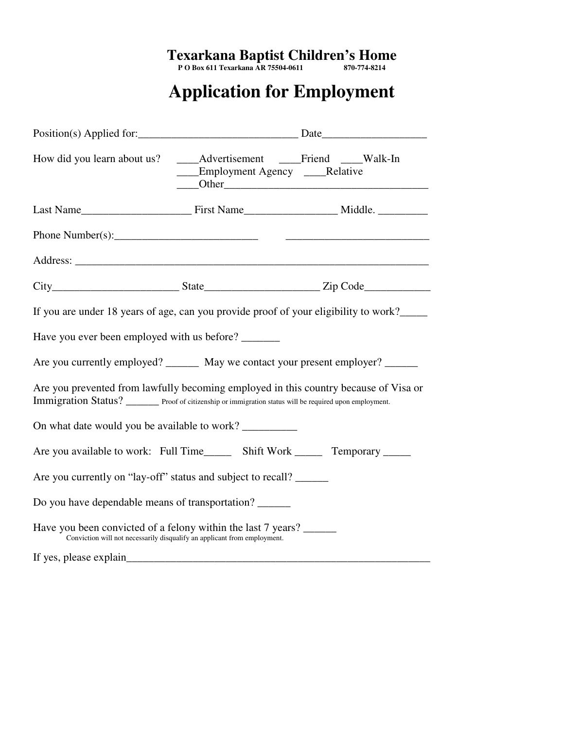# Texarkana Baptist Children's Home

**P O Box 611 Texarkana AR 75504-0611 870-774-8214**

# Application for Employment

Position(s) Applied for:____________________________ Date__________________

How did you learn about us? ____Advertisement ____Friend ____Walk-In
____Employment Agency ____Relative
____Other____________________________________

Last Name___________________ First Name________________ Middle. _________

Phone Number(s):_________________________ _________________________

Address: _________________________________________________________________

City______________________ State____________________ Zip Code____________

If you are under 18 years of age, can you provide proof of your eligibility to work?_____

Have you ever been employed with us before? _______

Are you currently employed? ______ May we contact your present employer? ______

Are you prevented from lawfully becoming employed in this country because of Visa or Immigration Status? ______ Proof of citizenship or immigration status will be required upon employment.

On what date would you be available to work? _________

Are you available to work: Full Time_____ Shift Work _____ Temporary _____

Are you currently on "lay-off" status and subject to recall? ______

Do you have dependable means of transportation? ______

Have you been convicted of a felony within the last 7 years? ______
Conviction will not necessarily disqualify an applicant from employment.

If yes, please explain_________________________________________________________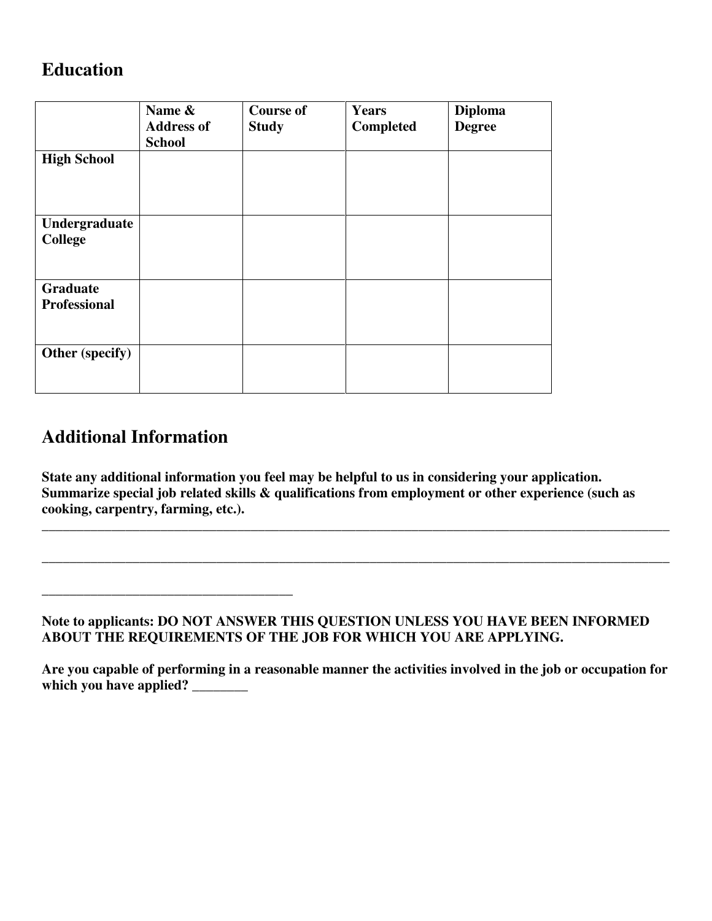## Education

| | Name & Address of School | Course of Study | Years Completed | Diploma Degree |
|---|---|---|---|---|
| **High School** | | | | |
| **Undergraduate College** | | | | |
| **Graduate Professional** | | | | |
| **Other (specify)** | | | | |

## Additional Information

**State any additional information you feel may be helpful to us in considering your application. Summarize special job related skills & qualifications from employment or other experience (such as cooking, carpentry, farming, etc.).**

_______________________________________________________________________________________________

_______________________________________________________________________________________________

______________________________________

**Note to applicants: DO NOT ANSWER THIS QUESTION UNLESS YOU HAVE BEEN INFORMED ABOUT THE REQUIREMENTS OF THE JOB FOR WHICH YOU ARE APPLYING.**

**Are you capable of performing in a reasonable manner the activities involved in the job or occupation for which you have applied? ________**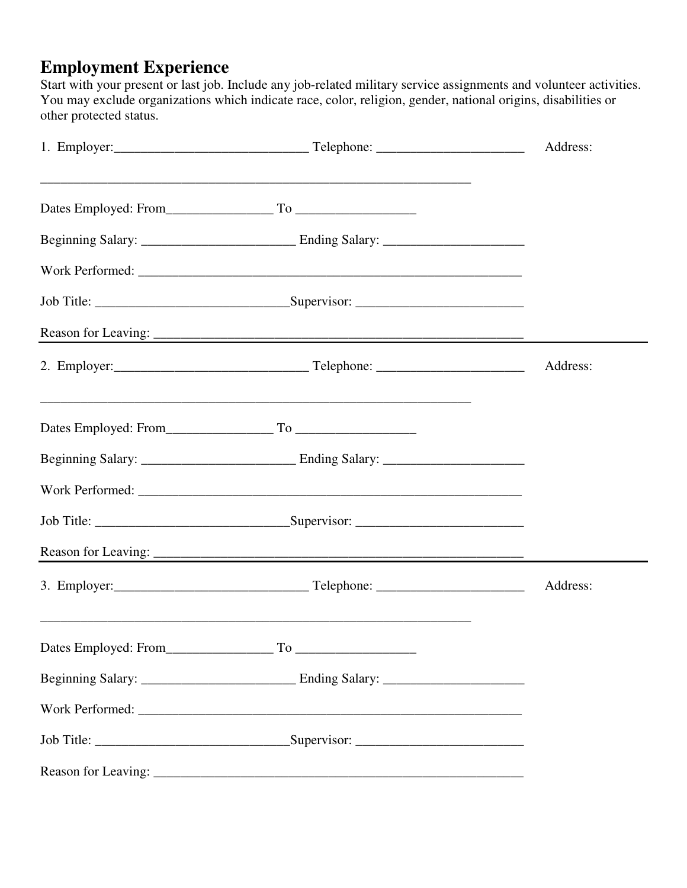## Employment Experience

Start with your present or last job. Include any job-related military service assignments and volunteer activities. You may exclude organizations which indicate race, color, religion, gender, national origins, disabilities or other protected status.

1. Employer:_____________________________ Telephone: ______________________ Address:

_________________________________________________________________

Dates Employed: From________________ To _________________

Beginning Salary: _______________________ Ending Salary: _____________________

Work Performed: ____________________________________________________________

Job Title: _____________________________Supervisor: _________________________

Reason for Leaving: _________________________________________________________

---

2. Employer:_____________________________ Telephone: ______________________ Address:

_________________________________________________________________

Dates Employed: From________________ To _________________

Beginning Salary: _______________________ Ending Salary: _____________________

Work Performed: ____________________________________________________________

Job Title: _____________________________Supervisor: _________________________

Reason for Leaving: _________________________________________________________

---

3. Employer:_____________________________ Telephone: ______________________ Address:

_________________________________________________________________

Dates Employed: From________________ To _________________

Beginning Salary: _______________________ Ending Salary: _____________________

Work Performed: ____________________________________________________________

Job Title: _____________________________Supervisor: _________________________

Reason for Leaving: _________________________________________________________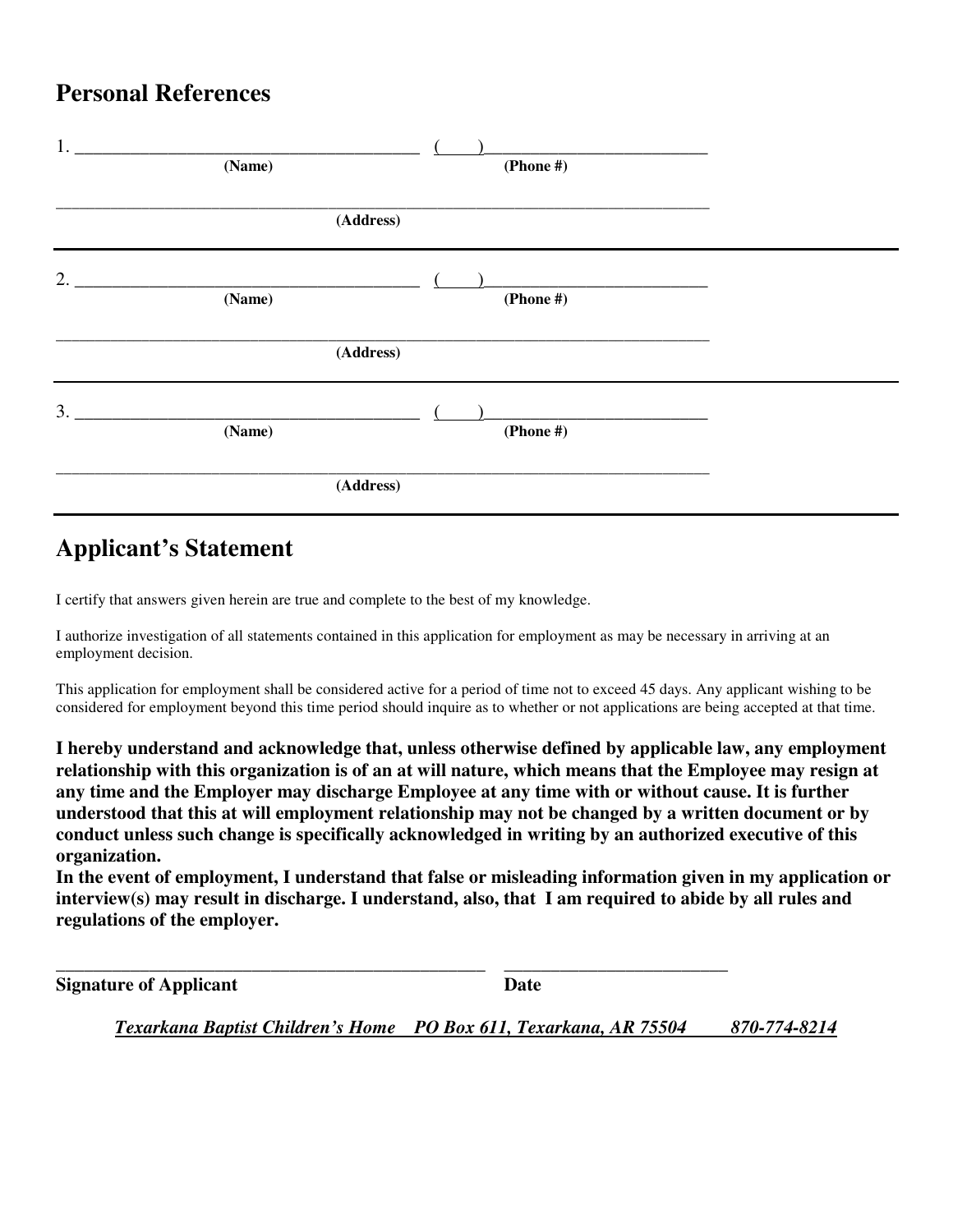## Personal References

1. ________________________________________ (____)__________________________

(Name) (Phone #)

________________________________________________________________________________

(Address)

---

2. ________________________________________ (____)__________________________

(Name) (Phone #)

________________________________________________________________________________

(Address)

---

3. ________________________________________ (____)__________________________

(Name) (Phone #)

________________________________________________________________________________

(Address)

---

## Applicant's Statement

I certify that answers given herein are true and complete to the best of my knowledge.

I authorize investigation of all statements contained in this application for employment as may be necessary in arriving at an employment decision.

This application for employment shall be considered active for a period of time not to exceed 45 days. Any applicant wishing to be considered for employment beyond this time period should inquire as to whether or not applications are being accepted at that time.

**I hereby understand and acknowledge that, unless otherwise defined by applicable law, any employment relationship with this organization is of an at will nature, which means that the Employee may resign at any time and the Employer may discharge Employee at any time with or without cause. It is further understood that this at will employment relationship may not be changed by a written document or by conduct unless such change is specifically acknowledged in writing by an authorized executive of this organization.**
**In the event of employment, I understand that false or misleading information given in my application or interview(s) may result in discharge. I understand, also, that I am required to abide by all rules and regulations of the employer.**

__________________________________________________ _________________________

**Signature of Applicant** **Date**

***Texarkana Baptist Children's Home PO Box 611, Texarkana, AR 75504 870-774-8214***